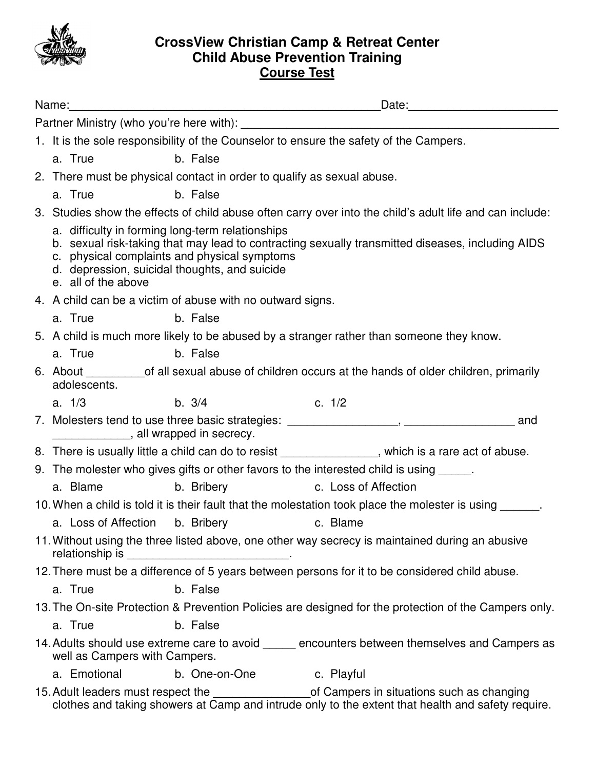# CrossView Christian Camp & Retreat Center
## Child Abuse Prevention Training
## Course Test

Name:___________________________________________________Date:________________________

Partner Ministry (who you're here with): ___________________________________________________

1. It is the sole responsibility of the Counselor to ensure the safety of the Campers.
   a. True  b. False
2. There must be physical contact in order to qualify as sexual abuse.
   a. True  b. False
3. Studies show the effects of child abuse often carry over into the child's adult life and can include:
   a. difficulty in forming long-term relationships
   b. sexual risk-taking that may lead to contracting sexually transmitted diseases, including AIDS
   c. physical complaints and physical symptoms
   d. depression, suicidal thoughts, and suicide
   e. all of the above
4. A child can be a victim of abuse with no outward signs.
   a. True  b. False
5. A child is much more likely to be abused by a stranger rather than someone they know.
   a. True  b. False
6. About _________of all sexual abuse of children occurs at the hands of older children, primarily adolescents.
   a. 1/3  b. 3/4  c. 1/2
7. Molesters tend to use three basic strategies: _________________, _________________ and ____________, all wrapped in secrecy.
8. There is usually little a child can do to resist _______________, which is a rare act of abuse.
9. The molester who gives gifts or other favors to the interested child is using _____.
   a. Blame  b. Bribery  c. Loss of Affection
10. When a child is told it is their fault that the molestation took place the molester is using ______.
    a. Loss of Affection  b. Bribery  c. Blame
11. Without using the three listed above, one other way secrecy is maintained during an abusive relationship is _________________________.
12. There must be a difference of 5 years between persons for it to be considered child abuse.
    a. True  b. False
13. The On-site Protection & Prevention Policies are designed for the protection of the Campers only.
    a. True  b. False
14. Adults should use extreme care to avoid _____ encounters between themselves and Campers as well as Campers with Campers.
    a. Emotional  b. One-on-One  c. Playful
15. Adult leaders must respect the _______________of Campers in situations such as changing clothes and taking showers at Camp and intrude only to the extent that health and safety require.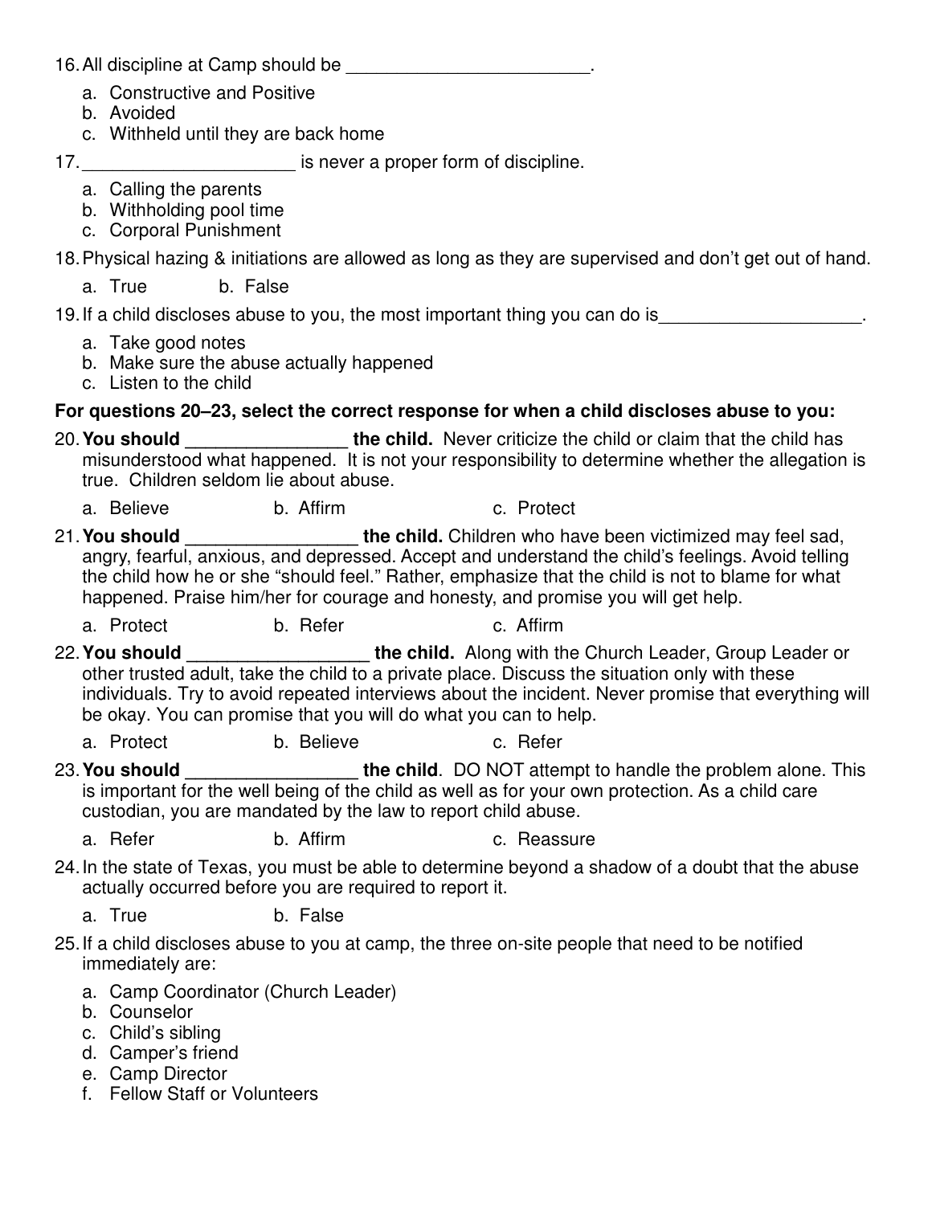16. All discipline at Camp should be ________________________.
    a. Constructive and Positive
    b. Avoided
    c. Withheld until they are back home
17. ____________________ is never a proper form of discipline.
    a. Calling the parents
    b. Withholding pool time
    c. Corporal Punishment
18. Physical hazing & initiations are allowed as long as they are supervised and don't get out of hand.
    a. True  b. False
19. If a child discloses abuse to you, the most important thing you can do is____________________.
    a. Take good notes
    b. Make sure the abuse actually happened
    c. Listen to the child

**For questions 20–23, select the correct response for when a child discloses abuse to you:**

20. **You should ________________ the child.** Never criticize the child or claim that the child has misunderstood what happened. It is not your responsibility to determine whether the allegation is true. Children seldom lie about abuse.
    a. Believe  b. Affirm  c. Protect
21. **You should _________________ the child.** Children who have been victimized may feel sad, angry, fearful, anxious, and depressed. Accept and understand the child's feelings. Avoid telling the child how he or she "should feel." Rather, emphasize that the child is not to blame for what happened. Praise him/her for courage and honesty, and promise you will get help.
    a. Protect  b. Refer  c. Affirm
22. **You should __________________ the child.** Along with the Church Leader, Group Leader or other trusted adult, take the child to a private place. Discuss the situation only with these individuals. Try to avoid repeated interviews about the incident. Never promise that everything will be okay. You can promise that you will do what you can to help.
    a. Protect  b. Believe  c. Refer
23. **You should _________________ the child**. DO NOT attempt to handle the problem alone. This is important for the well being of the child as well as for your own protection. As a child care custodian, you are mandated by the law to report child abuse.
    a. Refer  b. Affirm  c. Reassure
24. In the state of Texas, you must be able to determine beyond a shadow of a doubt that the abuse actually occurred before you are required to report it.
    a. True  b. False
25. If a child discloses abuse to you at camp, the three on-site people that need to be notified immediately are:
    a. Camp Coordinator (Church Leader)
    b. Counselor
    c. Child's sibling
    d. Camper's friend
    e. Camp Director
    f. Fellow Staff or Volunteers